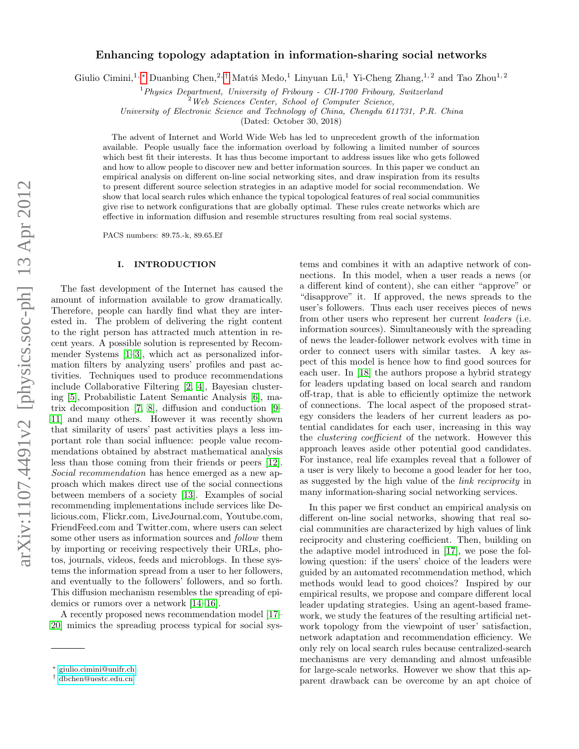# Enhancing topology adaptation in information-sharing social networks

Giulio Cimini,[1,*] Duanbing Chen,[2,†] Matúš Medo,[1] Linyuan Lü,[1] Yi-Cheng Zhang,[1,2] and Tao Zhou[1,2]

[1] *Physics Department, University of Fribourg - CH-1700 Fribourg, Switzerland*
[2] *Web Sciences Center, School of Computer Science, University of Electronic Science and Technology of China, Chengdu 611731, P.R. China*

(Dated: October 30, 2018)

The advent of Internet and World Wide Web has led to unprecedent growth of the information available. People usually face the information overload by following a limited number of sources which best fit their interests. It has thus become important to address issues like who gets followed and how to allow people to discover new and better information sources. In this paper we conduct an empirical analysis on different on-line social networking sites, and draw inspiration from its results to present different source selection strategies in an adaptive model for social recommendation. We show that local search rules which enhance the typical topological features of real social communities give rise to network configurations that are globally optimal. These rules create networks which are effective in information diffusion and resemble structures resulting from real social systems.

PACS numbers: 89.75.-k, 89.65.Ef

## I. INTRODUCTION

The fast development of the Internet has caused the amount of information available to grow dramatically. Therefore, people can hardly find what they are interested in. The problem of delivering the right content to the right person has attracted much attention in recent years. A possible solution is represented by Recommender Systems [1–3], which act as personalized information filters by analyzing users' profiles and past activities. Techniques used to produce recommendations include Collaborative Filtering [2, 4], Bayesian clustering [5], Probabilistic Latent Semantic Analysis [6], matrix decomposition [7, 8], diffusion and conduction [9–11] and many others. However it was recently shown that similarity of users' past activities plays a less important role than social influence: people value recommendations obtained by abstract mathematical analysis less than those coming from their friends or peers [12]. *Social recommendation* has hence emerged as a new approach which makes direct use of the social connections between members of a society [13]. Examples of social recommending implementations include services like Delicious.com, Flickr.com, LiveJournal.com, Youtube.com, FriendFeed.com and Twitter.com, where users can select some other users as information sources and *follow* them by importing or receiving respectively their URLs, photos, journals, videos, feeds and microblogs. In these systems the information spread from a user to her followers, and eventually to the followers' followers, and so forth. This diffusion mechanism resembles the spreading of epidemics or rumors over a network [14–16].

A recently proposed news recommendation model [17–20] mimics the spreading process typical for social systems and combines it with an adaptive network of connections. In this model, when a user reads a news (or a different kind of content), she can either "approve" or "disapprove" it. If approved, the news spreads to the user's followers. Thus each user receives pieces of news from other users who represent her current *leaders* (i.e. information sources). Simultaneously with the spreading of news the leader-follower network evolves with time in order to connect users with similar tastes. A key aspect of this model is hence how to find good sources for each user. In [18] the authors propose a hybrid strategy for leaders updating based on local search and random off-trap, that is able to efficiently optimize the network of connections. The local aspect of the proposed strategy considers the leaders of her current leaders as potential candidates for each user, increasing in this way the *clustering coefficient* of the network. However this approach leaves aside other potential good candidates. For instance, real life examples reveal that a follower of a user is very likely to become a good leader for her too, as suggested by the high value of the *link reciprocity* in many information-sharing social networking services.

In this paper we first conduct an empirical analysis on different on-line social networks, showing that real social communities are characterized by high values of link reciprocity and clustering coefficient. Then, building on the adaptive model introduced in [17], we pose the following question: if the users' choice of the leaders were guided by an automated recommendation method, which methods would lead to good choices? Inspired by our empirical results, we propose and compare different local leader updating strategies. Using an agent-based framework, we study the features of the resulting artificial network topology from the viewpoint of user' satisfaction, network adaptation and recommendation efficiency. We only rely on local search rules because centralized-search mechanisms are very demanding and almost unfeasible for large-scale networks. However we show that this apparent drawback can be overcome by an apt choice of

* giulio.cimini@unifr.ch
† dbchen@uestc.edu.cn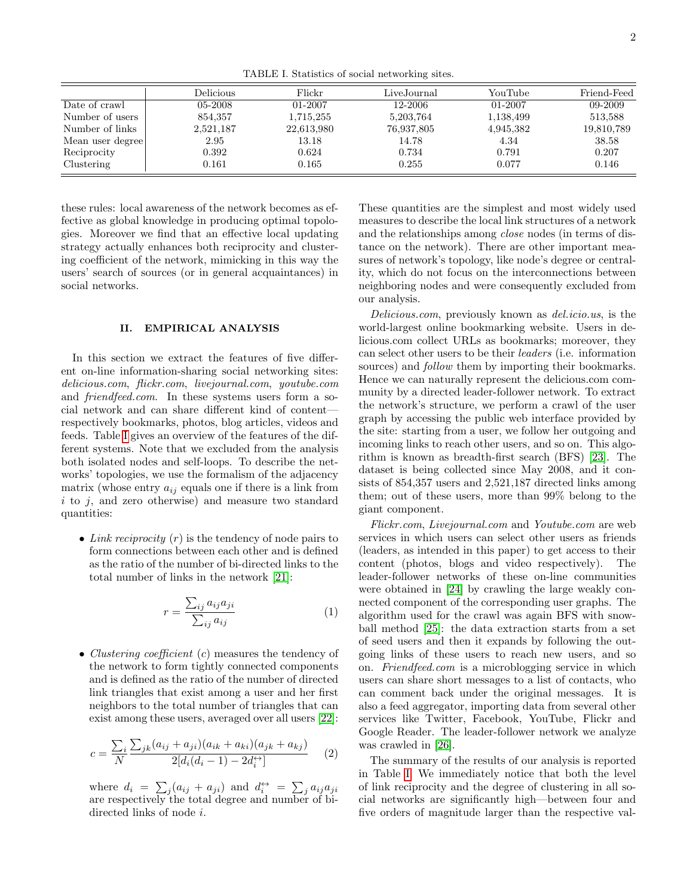TABLE I. Statistics of social networking sites.

| | Delicious | Flickr | LiveJournal | YouTube | Friend-Feed |
|---|---|---|---|---|---|
| Date of crawl | 05-2008 | 01-2007 | 12-2006 | 01-2007 | 09-2009 |
| Number of users | 854,357 | 1,715,255 | 5,203,764 | 1,138,499 | 513,588 |
| Number of links | 2,521,187 | 22,613,980 | 76,937,805 | 4,945,382 | 19,810,789 |
| Mean user degree | 2.95 | 13.18 | 14.78 | 4.34 | 38.58 |
| Reciprocity | 0.392 | 0.624 | 0.734 | 0.791 | 0.207 |
| Clustering | 0.161 | 0.165 | 0.255 | 0.077 | 0.146 |

these rules: local awareness of the network becomes as effective as global knowledge in producing optimal topologies. Moreover we find that an effective local updating strategy actually enhances both reciprocity and clustering coefficient of the network, mimicking in this way the users' search of sources (or in general acquaintances) in social networks.

## II. EMPIRICAL ANALYSIS

In this section we extract the features of five different on-line information-sharing social networking sites: *delicious.com*, *flickr.com*, *livejournal.com*, *youtube.com* and *friendfeed.com*. In these systems users form a social network and can share different kind of content—respectively bookmarks, photos, blog articles, videos and feeds. Table I gives an overview of the features of the different systems. Note that we excluded from the analysis both isolated nodes and self-loops. To describe the networks' topologies, we use the formalism of the adjacency matrix (whose entry $a_{ij}$ equals one if there is a link from $i$ to $j$, and zero otherwise) and measure two standard quantities:

- *Link reciprocity* ($r$) is the tendency of node pairs to form connections between each other and is defined as the ratio of the number of bi-directed links to the total number of links in the network [21]:

$$r = \frac{\sum_{ij} a_{ij} a_{ji}}{\sum_{ij} a_{ij}} \tag{1}$$

- *Clustering coefficient* ($c$) measures the tendency of the network to form tightly connected components and is defined as the ratio of the number of directed link triangles that exist among a user and her first neighbors to the total number of triangles that can exist among these users, averaged over all users [22]:

$$c = \frac{\sum_i}{N} \frac{\sum_{jk}(a_{ij}+a_{ji})(a_{ik}+a_{ki})(a_{jk}+a_{kj})}{2[d_i(d_i-1)-2d_i^{\leftrightarrow}]} \tag{2}$$

where $d_i = \sum_j (a_{ij}+a_{ji})$ and $d_i^{\leftrightarrow} = \sum_j a_{ij}a_{ji}$ are respectively the total degree and number of bi-directed links of node $i$.

These quantities are the simplest and most widely used measures to describe the local link structures of a network and the relationships among *close* nodes (in terms of distance on the network). There are other important measures of network's topology, like node's degree or centrality, which do not focus on the interconnections between neighboring nodes and were consequently excluded from our analysis.

*Delicious.com*, previously known as *del.icio.us*, is the world-largest online bookmarking website. Users in delicious.com collect URLs as bookmarks; moreover, they can select other users to be their *leaders* (i.e. information sources) and *follow* them by importing their bookmarks. Hence we can naturally represent the delicious.com community by a directed leader-follower network. To extract the network's structure, we perform a crawl of the user graph by accessing the public web interface provided by the site: starting from a user, we follow her outgoing and incoming links to reach other users, and so on. This algorithm is known as breadth-first search (BFS) [23]. The dataset is being collected since May 2008, and it consists of 854,357 users and 2,521,187 directed links among them; out of these users, more than 99% belong to the giant component.

*Flickr.com*, *Livejournal.com* and *Youtube.com* are web services in which users can select other users as friends (leaders, as intended in this paper) to get access to their content (photos, blogs and video respectively). The leader-follower networks of these on-line communities were obtained in [24] by crawling the large weakly connected component of the corresponding user graphs. The algorithm used for the crawl was again BFS with snowball method [25]: the data extraction starts from a set of seed users and then it expands by following the outgoing links of these users to reach new users, and so on. *Friendfeed.com* is a microblogging service in which users can share short messages to a list of contacts, who can comment back under the original messages. It is also a feed aggregator, importing data from several other services like Twitter, Facebook, YouTube, Flickr and Google Reader. The leader-follower network we analyze was crawled in [26].

The summary of the results of our analysis is reported in Table I. We immediately notice that both the level of link reciprocity and the degree of clustering in all social networks are significantly high—between four and five orders of magnitude larger than the respective val-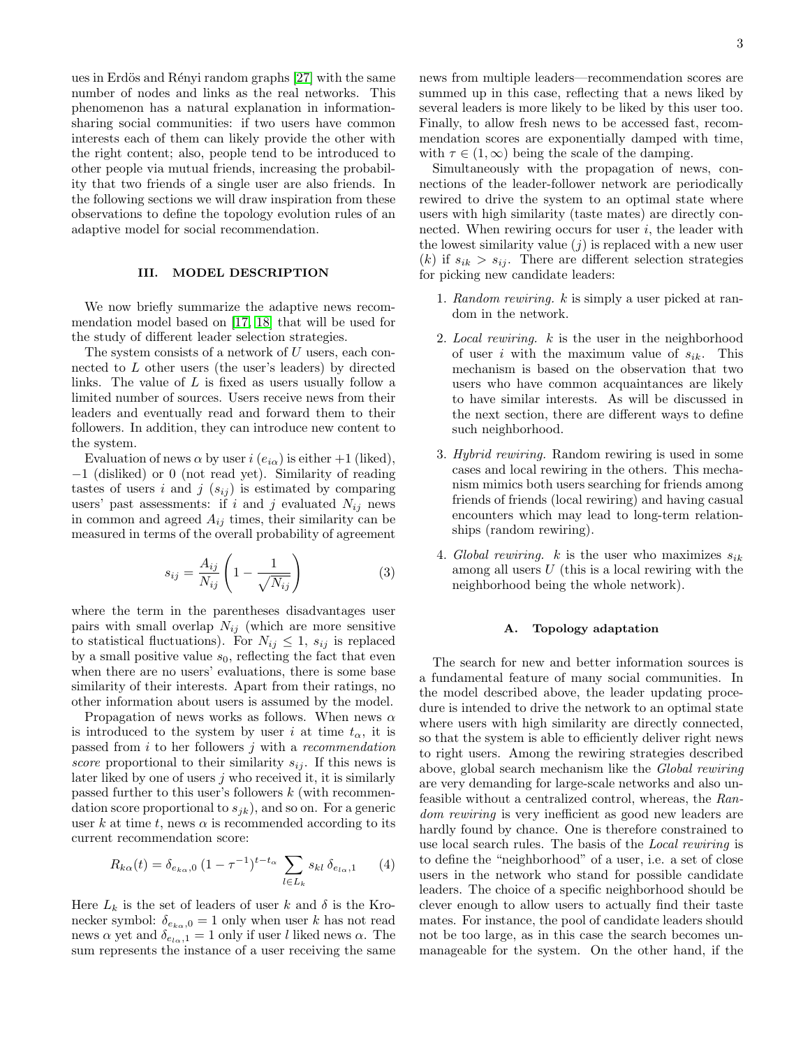ues in Erdös and Rényi random graphs [27] with the same number of nodes and links as the real networks. This phenomenon has a natural explanation in information-sharing social communities: if two users have common interests each of them can likely provide the other with the right content; also, people tend to be introduced to other people via mutual friends, increasing the probability that two friends of a single user are also friends. In the following sections we will draw inspiration from these observations to define the topology evolution rules of an adaptive model for social recommendation.

## III. MODEL DESCRIPTION

We now briefly summarize the adaptive news recommendation model based on [17, 18] that will be used for the study of different leader selection strategies.

The system consists of a network of $U$ users, each connected to $L$ other users (the user's leaders) by directed links. The value of $L$ is fixed as users usually follow a limited number of sources. Users receive news from their leaders and eventually read and forward them to their followers. In addition, they can introduce new content to the system.

Evaluation of news $\alpha$ by user $i$ ($e_{i\alpha}$) is either $+1$ (liked), $-1$ (disliked) or 0 (not read yet). Similarity of reading tastes of users $i$ and $j$ ($s_{ij}$) is estimated by comparing users' past assessments: if $i$ and $j$ evaluated $N_{ij}$ news in common and agreed $A_{ij}$ times, their similarity can be measured in terms of the overall probability of agreement

$$s_{ij} = \frac{A_{ij}}{N_{ij}}\left(1 - \frac{1}{\sqrt{N_{ij}}}\right) \tag{3}$$

where the term in the parentheses disadvantages user pairs with small overlap $N_{ij}$ (which are more sensitive to statistical fluctuations). For $N_{ij} \leq 1$, $s_{ij}$ is replaced by a small positive value $s_0$, reflecting the fact that even when there are no users' evaluations, there is some base similarity of their interests. Apart from their ratings, no other information about users is assumed by the model.

Propagation of news works as follows. When news $\alpha$ is introduced to the system by user $i$ at time $t_\alpha$, it is passed from $i$ to her followers $j$ with a *recommendation score* proportional to their similarity $s_{ij}$. If this news is later liked by one of users $j$ who received it, it is similarly passed further to this user's followers $k$ (with recommendation score proportional to $s_{jk}$), and so on. For a generic user $k$ at time $t$, news $\alpha$ is recommended according to its current recommendation score:

$$R_{k\alpha}(t) = \delta_{e_{k\alpha},0}\,(1-\tau^{-1})^{t-t_\alpha} \sum_{l \in L_k} s_{kl}\,\delta_{e_{l\alpha},1} \tag{4}$$

Here $L_k$ is the set of leaders of user $k$ and $\delta$ is the Kronecker symbol: $\delta_{e_{k\alpha},0} = 1$ only when user $k$ has not read news $\alpha$ yet and $\delta_{e_{l\alpha},1} = 1$ only if user $l$ liked news $\alpha$. The sum represents the instance of a user receiving the same news from multiple leaders—recommendation scores are summed up in this case, reflecting that a news liked by several leaders is more likely to be liked by this user too. Finally, to allow fresh news to be accessed fast, recommendation scores are exponentially damped with time, with $\tau \in (1, \infty)$ being the scale of the damping.

Simultaneously with the propagation of news, connections of the leader-follower network are periodically rewired to drive the system to an optimal state where users with high similarity (taste mates) are directly connected. When rewiring occurs for user $i$, the leader with the lowest similarity value ($j$) is replaced with a new user ($k$) if $s_{ik} > s_{ij}$. There are different selection strategies for picking new candidate leaders:

1. *Random rewiring.* $k$ is simply a user picked at random in the network.
2. *Local rewiring.* $k$ is the user in the neighborhood of user $i$ with the maximum value of $s_{ik}$. This mechanism is based on the observation that two users who have common acquaintances are likely to have similar interests. As will be discussed in the next section, there are different ways to define such neighborhood.
3. *Hybrid rewiring.* Random rewiring is used in some cases and local rewiring in the others. This mechanism mimics both users searching for friends among friends of friends (local rewiring) and having casual encounters which may lead to long-term relationships (random rewiring).
4. *Global rewiring.* $k$ is the user who maximizes $s_{ik}$ among all users $U$ (this is a local rewiring with the neighborhood being the whole network).

### A. Topology adaptation

The search for new and better information sources is a fundamental feature of many social communities. In the model described above, the leader updating procedure is intended to drive the network to an optimal state where users with high similarity are directly connected, so that the system is able to efficiently deliver right news to right users. Among the rewiring strategies described above, global search mechanism like the *Global rewiring* are very demanding for large-scale networks and also unfeasible without a centralized control, whereas, the *Random rewiring* is very inefficient as good new leaders are hardly found by chance. One is therefore constrained to use local search rules. The basis of the *Local rewiring* is to define the "neighborhood" of a user, i.e. a set of close users in the network who stand for possible candidate leaders. The choice of a specific neighborhood should be clever enough to allow users to actually find their taste mates. For instance, the pool of candidate leaders should not be too large, as in this case the search becomes unmanageable for the system. On the other hand, if the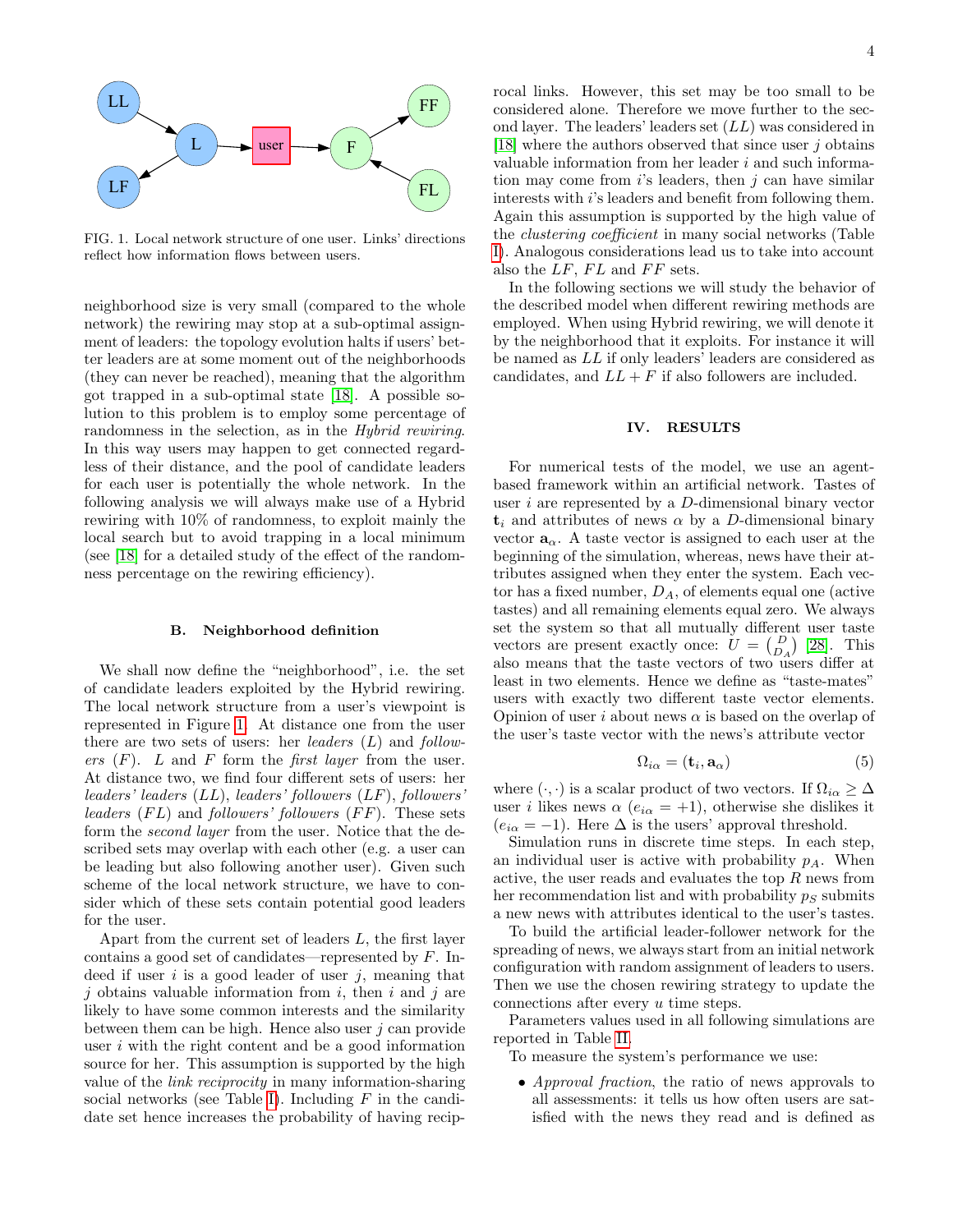LL

L

LF

user

F

FF

FL

FIG. 1. Local network structure of one user. Links' directions reflect how information flows between users.

neighborhood size is very small (compared to the whole network) the rewiring may stop at a sub-optimal assignment of leaders: the topology evolution halts if users' better leaders are at some moment out of the neighborhoods (they can never be reached), meaning that the algorithm got trapped in a sub-optimal state [18]. A possible solution to this problem is to employ some percentage of randomness in the selection, as in the *Hybrid rewiring*. In this way users may happen to get connected regardless of their distance, and the pool of candidate leaders for each user is potentially the whole network. In the following analysis we will always make use of a Hybrid rewiring with 10% of randomness, to exploit mainly the local search but to avoid trapping in a local minimum (see [18] for a detailed study of the effect of the randomness percentage on the rewiring efficiency).

### B. Neighborhood definition

We shall now define the "neighborhood", i.e. the set of candidate leaders exploited by the Hybrid rewiring. The local network structure from a user's viewpoint is represented in Figure 1. At distance one from the user there are two sets of users: her *leaders* ($L$) and *followers* ($F$). $L$ and $F$ form the *first layer* from the user. At distance two, we find four different sets of users: her *leaders' leaders* ($LL$), *leaders' followers* ($LF$), *followers' leaders* ($FL$) and *followers' followers* ($FF$). These sets form the *second layer* from the user. Notice that the described sets may overlap with each other (e.g. a user can be leading but also following another user). Given such scheme of the local network structure, we have to consider which of these sets contain potential good leaders for the user.

Apart from the current set of leaders $L$, the first layer contains a good set of candidates—represented by $F$. Indeed if user $i$ is a good leader of user $j$, meaning that $j$ obtains valuable information from $i$, then $i$ and $j$ are likely to have some common interests and the similarity between them can be high. Hence also user $j$ can provide user $i$ with the right content and be a good information source for her. This assumption is supported by the high value of the *link reciprocity* in many information-sharing social networks (see Table I). Including $F$ in the candidate set hence increases the probability of having reciprocal links. However, this set may be too small to be considered alone. Therefore we move further to the second layer. The leaders' leaders set ($LL$) was considered in [18] where the authors observed that since user $j$ obtains valuable information from her leader $i$ and such information may come from $i$'s leaders, then $j$ can have similar interests with $i$'s leaders and benefit from following them. Again this assumption is supported by the high value of the *clustering coefficient* in many social networks (Table I). Analogous considerations lead us to take into account also the $LF$, $FL$ and $FF$ sets.

In the following sections we will study the behavior of the described model when different rewiring methods are employed. When using Hybrid rewiring, we will denote it by the neighborhood that it exploits. For instance it will be named as $LL$ if only leaders' leaders are considered as candidates, and $LL + F$ if also followers are included.

## IV. RESULTS

For numerical tests of the model, we use an agent-based framework within an artificial network. Tastes of user $i$ are represented by a $D$-dimensional binary vector $\mathbf{t}_i$ and attributes of news $\alpha$ by a $D$-dimensional binary vector $\mathbf{a}_\alpha$. A taste vector is assigned to each user at the beginning of the simulation, whereas, news have their attributes assigned when they enter the system. Each vector has a fixed number, $D_A$, of elements equal one (active tastes) and all remaining elements equal zero. We always set the system so that all mutually different user taste vectors are present exactly once: $U = \binom{D}{D_A}$ [28]. This also means that the taste vectors of two users differ at least in two elements. Hence we define as "taste-mates" users with exactly two different taste vector elements. Opinion of user $i$ about news $\alpha$ is based on the overlap of the user's taste vector with the news's attribute vector

$$\Omega_{i\alpha} = (\mathbf{t}_i, \mathbf{a}_\alpha) \tag{5}$$

where $(\cdot, \cdot)$ is a scalar product of two vectors. If $\Omega_{i\alpha} \geq \Delta$ user $i$ likes news $\alpha$ ($e_{i\alpha} = +1$), otherwise she dislikes it ($e_{i\alpha} = -1$). Here $\Delta$ is the users' approval threshold.

Simulation runs in discrete time steps. In each step, an individual user is active with probability $p_A$. When active, the user reads and evaluates the top $R$ news from her recommendation list and with probability $p_S$ submits a new news with attributes identical to the user's tastes.

To build the artificial leader-follower network for the spreading of news, we always start from an initial network configuration with random assignment of leaders to users. Then we use the chosen rewiring strategy to update the connections after every $u$ time steps.

Parameters values used in all following simulations are reported in Table II.

To measure the system's performance we use:

- *Approval fraction*, the ratio of news approvals to all assessments: it tells us how often users are satisfied with the news they read and is defined as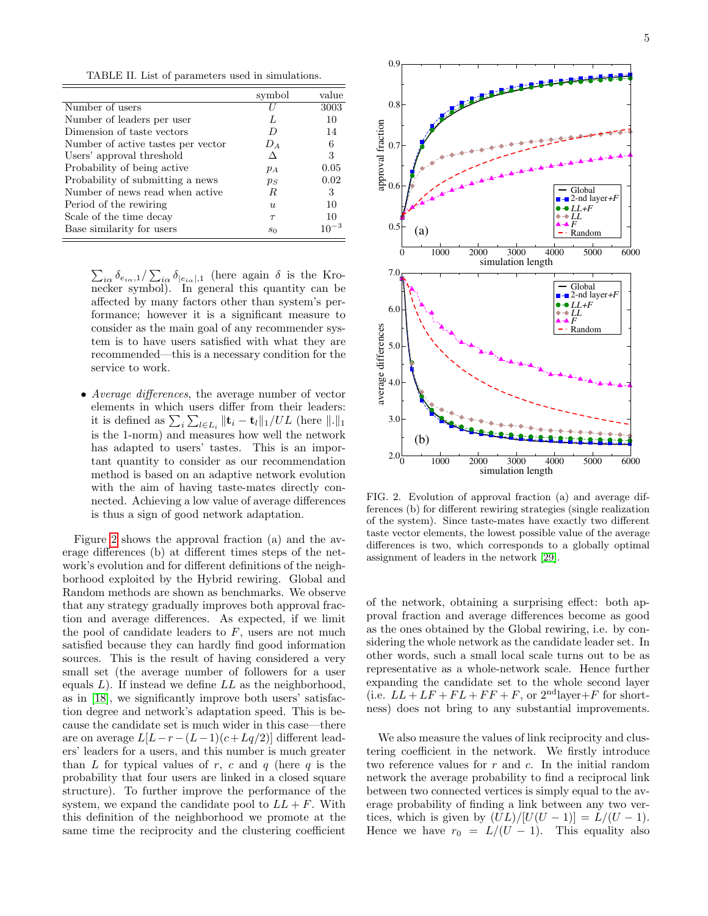TABLE II. List of parameters used in simulations.

| | symbol | value |
|---|---|---|
| Number of users | $U$ | 3003 |
| Number of leaders per user | $L$ | 10 |
| Dimension of taste vectors | $D$ | 14 |
| Number of active tastes per vector | $D_A$ | 6 |
| Users' approval threshold | $\Delta$ | 3 |
| Probability of being active | $p_A$ | 0.05 |
| Probability of submitting a news | $p_S$ | 0.02 |
| Number of news read when active | $R$ | 3 |
| Period of the rewiring | $u$ | 10 |
| Scale of the time decay | $\tau$ | 10 |
| Base similarity for users | $s_0$ | $10^{-3}$ |

$\sum_{i\alpha} \delta_{e_{i\alpha},1} / \sum_{i\alpha} \delta_{|e_{i\alpha}|,1}$ (here again $\delta$ is the Kronecker symbol). In general this quantity can be affected by many factors other than system's performance; however it is a significant measure to consider as the main goal of any recommender system is to have users satisfied with what they are recommended—this is a necessary condition for the service to work.

- *Average differences*, the average number of vector elements in which users differ from their leaders: it is defined as $\sum_i \sum_{l \in L_i} \|\mathbf{t}_i - \mathbf{t}_l\|_1 / UL$ (here $\|.\|_1$ is the 1-norm) and measures how well the network has adapted to users' tastes. This is an important quantity to consider as our recommendation method is based on an adaptive network evolution with the aim of having taste-mates directly connected. Achieving a low value of average differences is thus a sign of good network adaptation.

Figure 2 shows the approval fraction (a) and the average differences (b) at different times steps of the network's evolution and for different definitions of the neighborhood exploited by the Hybrid rewiring. Global and Random methods are shown as benchmarks. We observe that any strategy gradually improves both approval fraction and average differences. As expected, if we limit the pool of candidate leaders to $F$, users are not much satisfied because they can hardly find good information sources. This is the result of having considered a very small set (the average number of followers for a user equals $L$). If instead we define $LL$ as the neighborhood, as in [18], we significantly improve both users' satisfaction degree and network's adaptation speed. This is because the candidate set is much wider in this case—there are on average $L[L-r-(L-1)(c+Lq/2)]$ different leaders' leaders for a users, and this number is much greater than $L$ for typical values of $r$, $c$ and $q$ (here $q$ is the probability that four users are linked in a closed square structure). To further improve the performance of the system, we expand the candidate pool to $LL+F$. With this definition of the neighborhood we promote at the same time the reciprocity and the clustering coefficient of the network, obtaining a surprising effect: both approval fraction and average differences become as good as the ones obtained by the Global rewiring, i.e. by considering the whole network as the candidate leader set. In other words, such a small local scale turns out to be as representative as a whole-network scale. Hence further expanding the candidate set to the whole second layer (i.e. $LL+LF+FL+FF+F$, or 2$^{\text{nd}}$layer+$F$ for shortness) does not bring to any substantial improvements.

FIG. 2. Evolution of approval fraction (a) and average differences (b) for different rewiring strategies (single realization of the system). Since taste-mates have exactly two different taste vector elements, the lowest possible value of the average differences is two, which corresponds to a globally optimal assignment of leaders in the network [29].

We also measure the values of link reciprocity and clustering coefficient in the network. We firstly introduce two reference values for $r$ and $c$. In the initial random network the average probability to find a reciprocal link between two connected vertices is simply equal to the average probability of finding a link between any two vertices, which is given by $(UL)/[U(U-1)] = L/(U-1)$. Hence we have $r_0 = L/(U-1)$. This equality also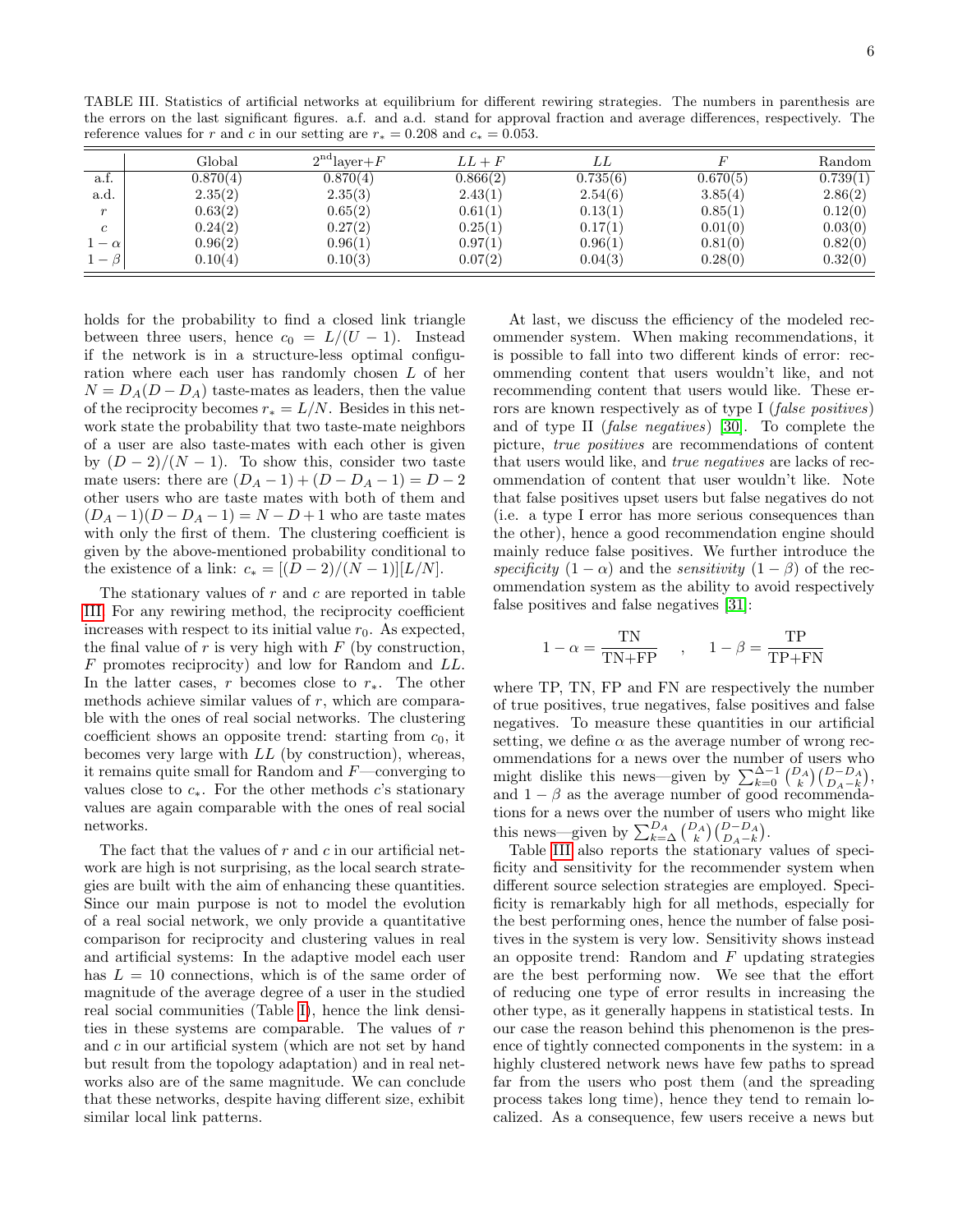TABLE III. Statistics of artificial networks at equilibrium for different rewiring strategies. The numbers in parenthesis are the errors on the last significant figures. a.f. and a.d. stand for approval fraction and average differences, respectively. The reference values for $r$ and $c$ in our setting are $r_* = 0.208$ and $c_* = 0.053$.

| | Global | $2^{\text{nd}}$layer+$F$ | $LL+F$ | $LL$ | $F$ | Random |
|---|---|---|---|---|---|---|
| a.f. | 0.870(4) | 0.870(4) | 0.866(2) | 0.735(6) | 0.670(5) | 0.739(1) |
| a.d. | 2.35(2) | 2.35(3) | 2.43(1) | 2.54(6) | 3.85(4) | 2.86(2) |
| $r$ | 0.63(2) | 0.65(2) | 0.61(1) | 0.13(1) | 0.85(1) | 0.12(0) |
| $c$ | 0.24(2) | 0.27(2) | 0.25(1) | 0.17(1) | 0.01(0) | 0.03(0) |
| $1-\alpha$ | 0.96(2) | 0.96(1) | 0.97(1) | 0.96(1) | 0.81(0) | 0.82(0) |
| $1-\beta$ | 0.10(4) | 0.10(3) | 0.07(2) | 0.04(3) | 0.28(0) | 0.32(0) |

holds for the probability to find a closed link triangle between three users, hence $c_0 = L/(U-1)$. Instead if the network is in a structure-less optimal configuration where each user has randomly chosen $L$ of her $N = D_A(D - D_A)$ taste-mates as leaders, then the value of the reciprocity becomes $r_* = L/N$. Besides in this network state the probability that two taste-mate neighbors of a user are also taste-mates with each other is given by $(D-2)/(N-1)$. To show this, consider two taste mate users: there are $(D_A - 1) + (D - D_A - 1) = D - 2$ other users who are taste mates with both of them and $(D_A - 1)(D - D_A - 1) = N - D + 1$ who are taste mates with only the first of them. The clustering coefficient is given by the above-mentioned probability conditional to the existence of a link: $c_* = [(D-2)/(N-1)][L/N]$.

The stationary values of $r$ and $c$ are reported in table III. For any rewiring method, the reciprocity coefficient increases with respect to its initial value $r_0$. As expected, the final value of $r$ is very high with $F$ (by construction, $F$ promotes reciprocity) and low for Random and $LL$. In the latter cases, $r$ becomes close to $r_*$. The other methods achieve similar values of $r$, which are comparable with the ones of real social networks. The clustering coefficient shows an opposite trend: starting from $c_0$, it becomes very large with $LL$ (by construction), whereas, it remains quite small for Random and $F$—converging to values close to $c_*$. For the other methods $c$'s stationary values are again comparable with the ones of real social networks.

The fact that the values of $r$ and $c$ in our artificial network are high is not surprising, as the local search strategies are built with the aim of enhancing these quantities. Since our main purpose is not to model the evolution of a real social network, we only provide a quantitative comparison for reciprocity and clustering values in real and artificial systems: In the adaptive model each user has $L = 10$ connections, which is of the same order of magnitude of the average degree of a user in the studied real social communities (Table I), hence the link densities in these systems are comparable. The values of $r$ and $c$ in our artificial system (which are not set by hand but result from the topology adaptation) and in real networks also are of the same magnitude. We can conclude that these networks, despite having different size, exhibit similar local link patterns.

At last, we discuss the efficiency of the modeled recommender system. When making recommendations, it is possible to fall into two different kinds of error: recommending content that users wouldn't like, and not recommending content that users would like. These errors are known respectively as of type I (*false positives*) and of type II (*false negatives*) [30]. To complete the picture, *true positives* are recommendations of content that users would like, and *true negatives* are lacks of recommendation of content that user wouldn't like. Note that false positives upset users but false negatives do not (i.e. a type I error has more serious consequences than the other), hence a good recommendation engine should mainly reduce false positives. We further introduce the *specificity* $(1-\alpha)$ and the *sensitivity* $(1-\beta)$ of the recommendation system as the ability to avoid respectively false positives and false negatives [31]:

$$1-\alpha = \frac{\text{TN}}{\text{TN+FP}} \quad , \quad 1-\beta = \frac{\text{TP}}{\text{TP+FN}}$$

where TP, TN, FP and FN are respectively the number of true positives, true negatives, false positives and false negatives. To measure these quantities in our artificial setting, we define $\alpha$ as the average number of wrong recommendations for a news over the number of users who might dislike this news—given by $\sum_{k=0}^{\Delta-1}\binom{D_A}{k}\binom{D-D_A}{D_A-k}$, and $1-\beta$ as the average number of good recommendations for a news over the number of users who might like this news—given by $\sum_{k=\Delta}^{D_A}\binom{D_A}{k}\binom{D-D_A}{D_A-k}$.

Table III also reports the stationary values of specificity and sensitivity for the recommender system when different source selection strategies are employed. Specificity is remarkably high for all methods, especially for the best performing ones, hence the number of false positives in the system is very low. Sensitivity shows instead an opposite trend: Random and $F$ updating strategies are the best performing now. We see that the effort of reducing one type of error results in increasing the other type, as it generally happens in statistical tests. In our case the reason behind this phenomenon is the presence of tightly connected components in the system: in a highly clustered network news have few paths to spread far from the users who post them (and the spreading process takes long time), hence they tend to remain localized. As a consequence, few users receive a news but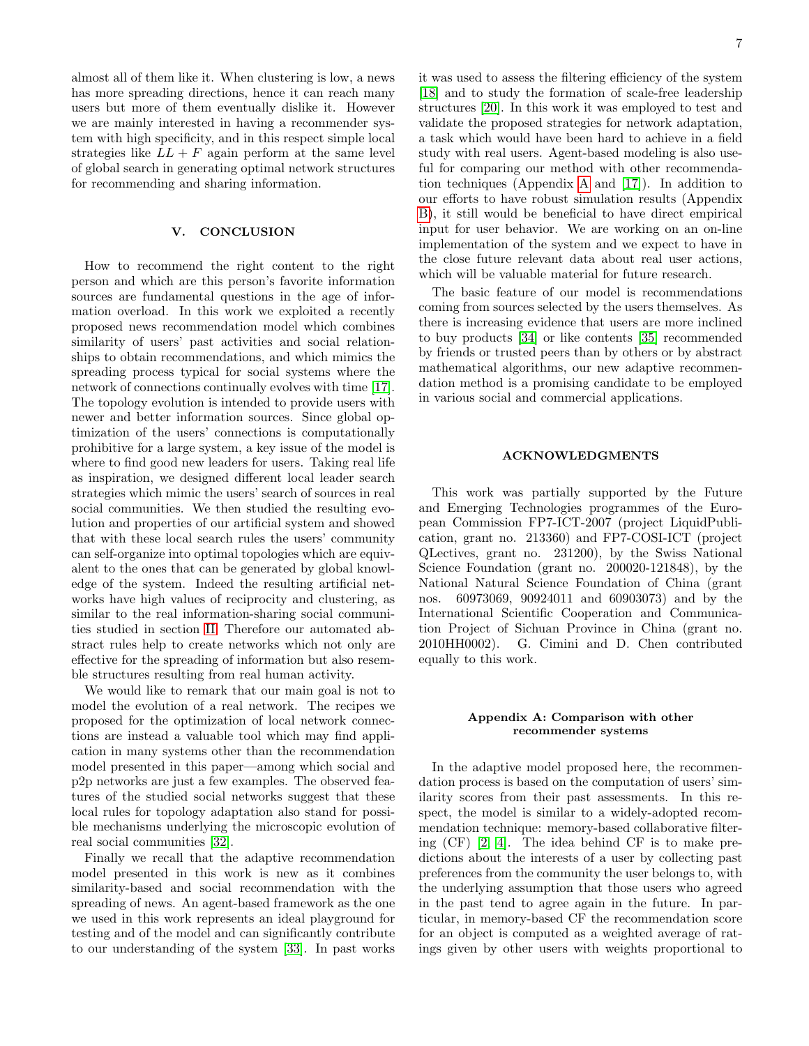almost all of them like it. When clustering is low, a news has more spreading directions, hence it can reach many users but more of them eventually dislike it. However we are mainly interested in having a recommender system with high specificity, and in this respect simple local strategies like $LL + F$ again perform at the same level of global search in generating optimal network structures for recommending and sharing information.

## V. CONCLUSION

How to recommend the right content to the right person and which are this person's favorite information sources are fundamental questions in the age of information overload. In this work we exploited a recently proposed news recommendation model which combines similarity of users' past activities and social relationships to obtain recommendations, and which mimics the spreading process typical for social systems where the network of connections continually evolves with time [17]. The topology evolution is intended to provide users with newer and better information sources. Since global optimization of the users' connections is computationally prohibitive for a large system, a key issue of the model is where to find good new leaders for users. Taking real life as inspiration, we designed different local leader search strategies which mimic the users' search of sources in real social communities. We then studied the resulting evolution and properties of our artificial system and showed that with these local search rules the users' community can self-organize into optimal topologies which are equivalent to the ones that can be generated by global knowledge of the system. Indeed the resulting artificial networks have high values of reciprocity and clustering, as similar to the real information-sharing social communities studied in section III. Therefore our automated abstract rules help to create networks which not only are effective for the spreading of information but also resemble structures resulting from real human activity.

We would like to remark that our main goal is not to model the evolution of a real network. The recipes we proposed for the optimization of local network connections are instead a valuable tool which may find application in many systems other than the recommendation model presented in this paper—among which social and p2p networks are just a few examples. The observed features of the studied social networks suggest that these local rules for topology adaptation also stand for possible mechanisms underlying the microscopic evolution of real social communities [32].

Finally we recall that the adaptive recommendation model presented in this work is new as it combines similarity-based and social recommendation with the spreading of news. An agent-based framework as the one we used in this work represents an ideal playground for testing and of the model and can significantly contribute to our understanding of the system [33]. In past works it was used to assess the filtering efficiency of the system [18] and to study the formation of scale-free leadership structures [20]. In this work it was employed to test and validate the proposed strategies for network adaptation, a task which would have been hard to achieve in a field study with real users. Agent-based modeling is also useful for comparing our method with other recommendation techniques (Appendix A and [17]). In addition to our efforts to have robust simulation results (Appendix B), it still would be beneficial to have direct empirical input for user behavior. We are working on an on-line implementation of the system and we expect to have in the close future relevant data about real user actions, which will be valuable material for future research.

The basic feature of our model is recommendations coming from sources selected by the users themselves. As there is increasing evidence that users are more inclined to buy products [34] or like contents [35] recommended by friends or trusted peers than by others or by abstract mathematical algorithms, our new adaptive recommendation method is a promising candidate to be employed in various social and commercial applications.

## ACKNOWLEDGMENTS

This work was partially supported by the Future and Emerging Technologies programmes of the European Commission FP7-ICT-2007 (project LiquidPublication, grant no. 213360) and FP7-COSI-ICT (project QLectives, grant no. 231200), by the Swiss National Science Foundation (grant no. 200020-121848), by the National Natural Science Foundation of China (grant nos. 60973069, 90924011 and 60903073) and by the International Scientific Cooperation and Communication Project of Sichuan Province in China (grant no. 2010HH0002). G. Cimini and D. Chen contributed equally to this work.

### Appendix A: Comparison with other recommender systems

In the adaptive model proposed here, the recommendation process is based on the computation of users' similarity scores from their past assessments. In this respect, the model is similar to a widely-adopted recommendation technique: memory-based collaborative filtering (CF) [2, 4]. The idea behind CF is to make predictions about the interests of a user by collecting past preferences from the community the user belongs to, with the underlying assumption that those users who agreed in the past tend to agree again in the future. In particular, in memory-based CF the recommendation score for an object is computed as a weighted average of ratings given by other users with weights proportional to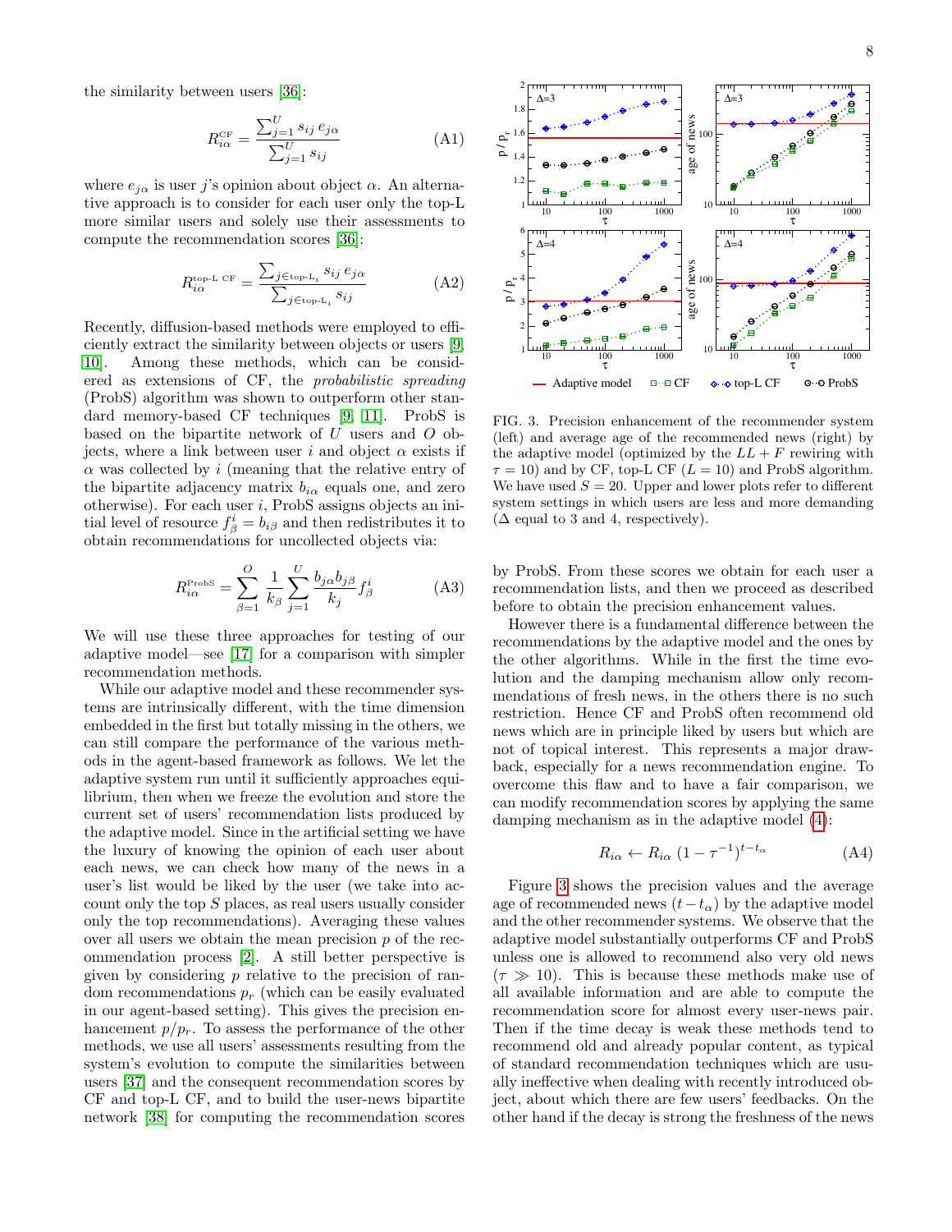the similarity between users [36]:

$$R^{\text{CF}}_{i\alpha} = \frac{\sum_{j=1}^{U} s_{ij}\, e_{j\alpha}}{\sum_{j=1}^{U} s_{ij}} \tag{A1}$$

where $e_{j\alpha}$ is user $j$'s opinion about object $\alpha$. An alternative approach is to consider for each user only the top-L more similar users and solely use their assessments to compute the recommendation scores [36]:

$$R^{\text{top-L CF}}_{i\alpha} = \frac{\sum_{j \in \text{top-L}_i} s_{ij}\, e_{j\alpha}}{\sum_{j \in \text{top-L}_i} s_{ij}} \tag{A2}$$

Recently, diffusion-based methods were employed to efficiently extract the similarity between objects or users [9, 10]. Among these methods, which can be considered as extensions of CF, the *probabilistic spreading* (ProbS) algorithm was shown to outperform other standard memory-based CF techniques [9, 11]. ProbS is based on the bipartite network of $U$ users and $O$ objects, where a link between user $i$ and object $\alpha$ exists if $\alpha$ was collected by $i$ (meaning that the relative entry of the bipartite adjacency matrix $b_{i\alpha}$ equals one, and zero otherwise). For each user $i$, ProbS assigns objects an initial level of resource $f^i_\beta = b_{i\beta}$ and then redistributes it to obtain recommendations for uncollected objects via:

$$R^{\text{ProbS}}_{i\alpha} = \sum_{\beta=1}^{O} \frac{1}{k_\beta} \sum_{j=1}^{U} \frac{b_{j\alpha} b_{j\beta}}{k_j} f^i_\beta \tag{A3}$$

We will use these three approaches for testing of our adaptive model—see [17] for a comparison with simpler recommendation methods.

While our adaptive model and these recommender systems are intrinsically different, with the time dimension embedded in the first but totally missing in the others, we can still compare the performance of the various methods in the agent-based framework as follows. We let the adaptive system run until it sufficiently approaches equilibrium, then when we freeze the evolution and store the current set of users' recommendation lists produced by the adaptive model. Since in the artificial setting we have the luxury of knowing the opinion of each user about each news, we can check how many of the news in a user's list would be liked by the user (we take into account only the top $S$ places, as real users usually consider only the top recommendations). Averaging these values over all users we obtain the mean precision $p$ of the recommendation process [2]. A still better perspective is given by considering $p$ relative to the precision of random recommendations $p_r$ (which can be easily evaluated in our agent-based setting). This gives the precision enhancement $p/p_r$. To assess the performance of the other methods, we use all users' assessments resulting from the system's evolution to compute the similarities between users [37] and the consequent recommendation scores by CF and top-L CF, and to build the user-news bipartite network [38] for computing the recommendation scores by ProbS. From these scores we obtain for each user a recommendation lists, and then we proceed as described before to obtain the precision enhancement values.

FIG. 3. Precision enhancement of the recommender system (left) and average age of the recommended news (right) by the adaptive model (optimized by the $LL + F$ rewiring with $\tau = 10$) and by CF, top-L CF ($L = 10$) and ProbS algorithm. We have used $S = 20$. Upper and lower plots refer to different system settings in which users are less and more demanding ($\Delta$ equal to 3 and 4, respectively).

However there is a fundamental difference between the recommendations by the adaptive model and the ones by the other algorithms. While in the first the time evolution and the damping mechanism allow only recommendations of fresh news, in the others there is no such restriction. Hence CF and ProbS often recommend old news which are in principle liked by users but which are not of topical interest. This represents a major drawback, especially for a news recommendation engine. To overcome this flaw and to have a fair comparison, we can modify recommendation scores by applying the same damping mechanism as in the adaptive model (4):

$$R_{i\alpha} \leftarrow R_{i\alpha}\, (1 - \tau^{-1})^{t - t_\alpha} \tag{A4}$$

Figure 3 shows the precision values and the average age of recommended news $(t - t_\alpha)$ by the adaptive model and the other recommender systems. We observe that the adaptive model substantially outperforms CF and ProbS unless one is allowed to recommend also very old news ($\tau \gg 10$). This is because these methods make use of all available information and are able to compute the recommendation score for almost every user-news pair. Then if the time decay is weak these methods tend to recommend old and already popular content, as typical of standard recommendation techniques which are usually ineffective when dealing with recently introduced object, about which there are few users' feedbacks. On the other hand if the decay is strong the freshness of the news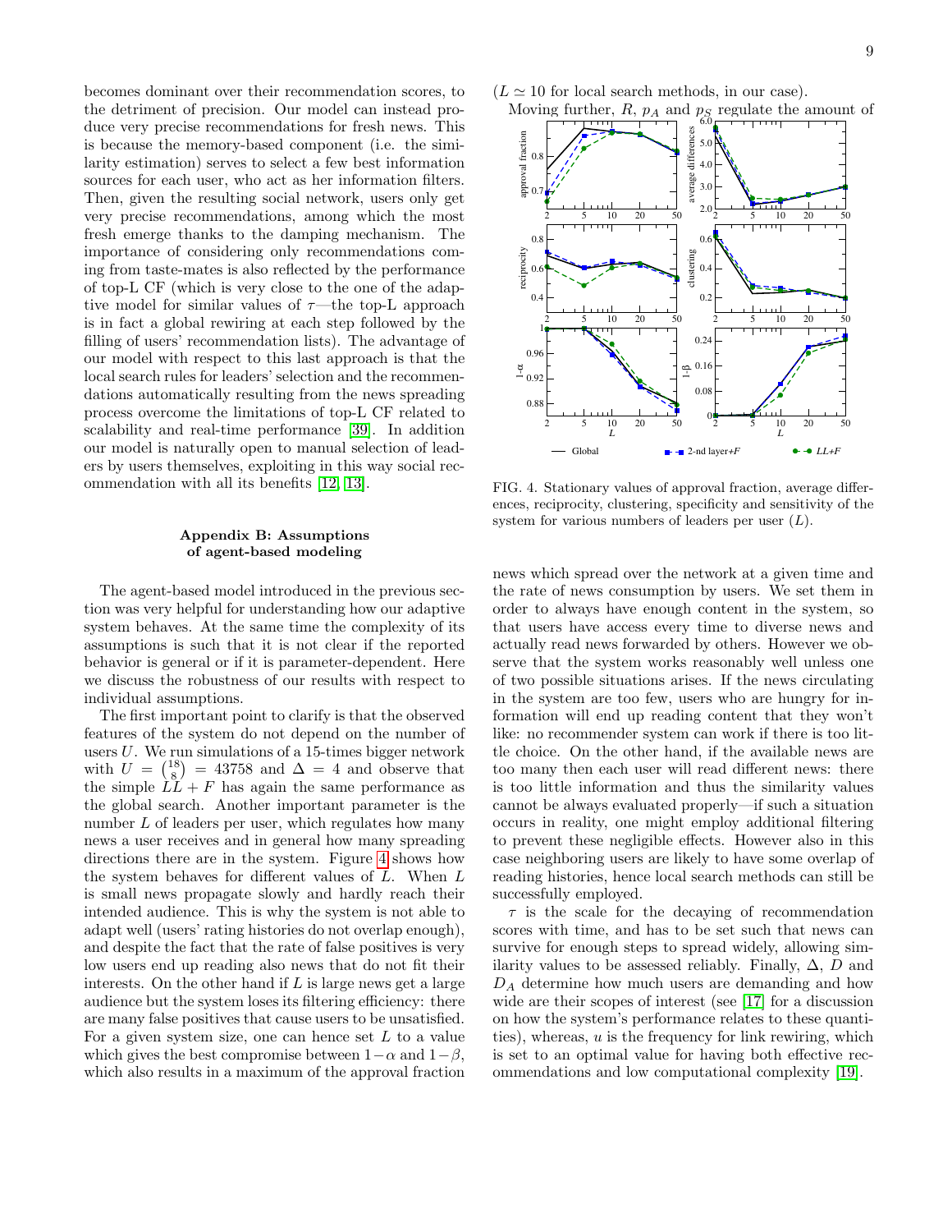becomes dominant over their recommendation scores, to the detriment of precision. Our model can instead produce very precise recommendations for fresh news. This is because the memory-based component (i.e. the similarity estimation) serves to select a few best information sources for each user, who act as her information filters. Then, given the resulting social network, users only get very precise recommendations, among which the most fresh emerge thanks to the damping mechanism. The importance of considering only recommendations coming from taste-mates is also reflected by the performance of top-L CF (which is very close to the one of the adaptive model for similar values of $\tau$—the top-L approach is in fact a global rewiring at each step followed by the filling of users' recommendation lists). The advantage of our model with respect to this last approach is that the local search rules for leaders' selection and the recommendations automatically resulting from the news spreading process overcome the limitations of top-L CF related to scalability and real-time performance [39]. In addition our model is naturally open to manual selection of leaders by users themselves, exploiting in this way social recommendation with all its benefits [12, 13].

## Appendix B: Assumptions of agent-based modeling

The agent-based model introduced in the previous section was very helpful for understanding how our adaptive system behaves. At the same time the complexity of its assumptions is such that it is not clear if the reported behavior is general or if it is parameter-dependent. Here we discuss the robustness of our results with respect to individual assumptions.

The first important point to clarify is that the observed features of the system do not depend on the number of users $U$. We run simulations of a 15-times bigger network with $U = \binom{18}{8} = 43758$ and $\Delta = 4$ and observe that the simple $LL + F$ has again the same performance as the global search. Another important parameter is the number $L$ of leaders per user, which regulates how many news a user receives and in general how many spreading directions there are in the system. Figure 4 shows how the system behaves for different values of $L$. When $L$ is small news propagate slowly and hardly reach their intended audience. This is why the system is not able to adapt well (users' rating histories do not overlap enough), and despite the fact that the rate of false positives is very low users end up reading also news that do not fit their interests. On the other hand if $L$ is large news get a large audience but the system loses its filtering efficiency: there are many false positives that cause users to be unsatisfied. For a given system size, one can hence set $L$ to a value which gives the best compromise between $1-\alpha$ and $1-\beta$, which also results in a maximum of the approval fraction ($L \simeq 10$ for local search methods, in our case).

Moving further, $R$, $p_A$ and $p_S$ regulate the amount of news which spread over the network at a given time and the rate of news consumption by users. We set them in order to always have enough content in the system, so that users have access every time to diverse news and actually read news forwarded by others. However we observe that the system works reasonably well unless one of two possible situations arises. If the news circulating in the system are too few, users who are hungry for information will end up reading content that they won't like: no recommender system can work if there is too little choice. On the other hand, if the available news are too many then each user will read different news: there is too little information and thus the similarity values cannot be always evaluated properly—if such a situation occurs in reality, one might employ additional filtering to prevent these negligible effects. However also in this case neighboring users are likely to have some overlap of reading histories, hence local search methods can still be successfully employed.

FIG. 4. Stationary values of approval fraction, average differences, reciprocity, clustering, specificity and sensitivity of the system for various numbers of leaders per user ($L$).

$\tau$ is the scale for the decaying of recommendation scores with time, and has to be set such that news can survive for enough steps to spread widely, allowing similarity values to be assessed reliably. Finally, $\Delta$, $D$ and $D_A$ determine how much users are demanding and how wide are their scopes of interest (see [17] for a discussion on how the system's performance relates to these quantities), whereas, $u$ is the frequency for link rewiring, which is set to an optimal value for having both effective recommendations and low computational complexity [19].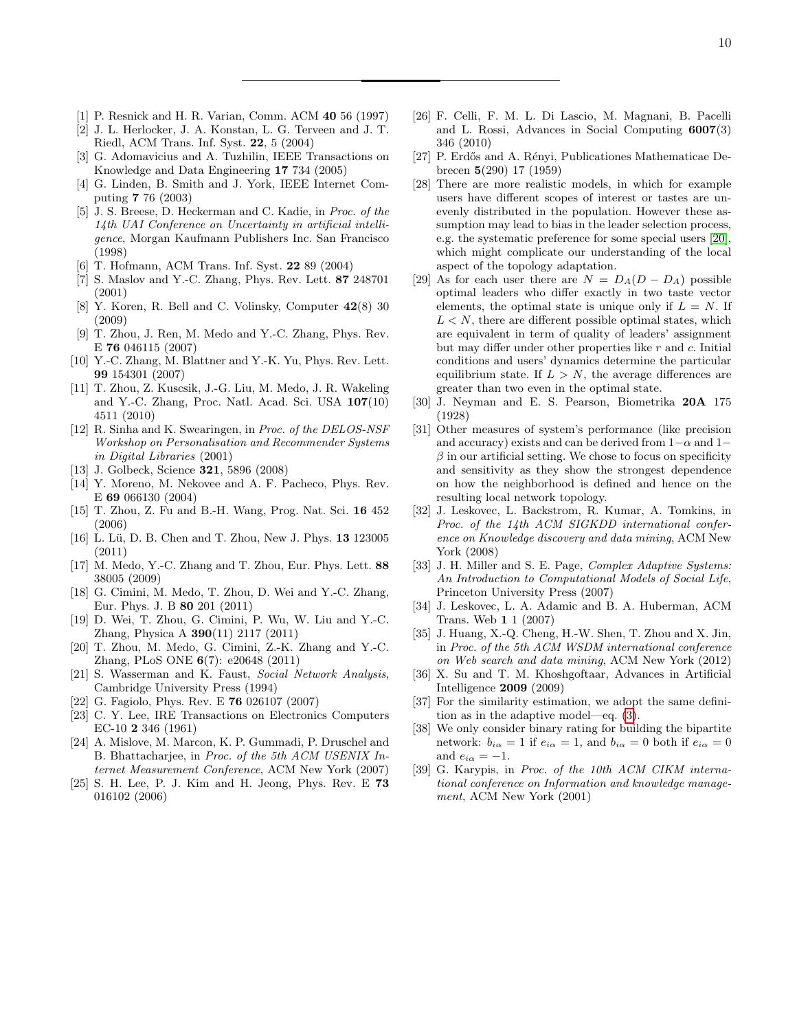[1] P. Resnick and H. R. Varian, Comm. ACM **40** 56 (1997)

[2] J. L. Herlocker, J. A. Konstan, L. G. Terveen and J. T. Riedl, ACM Trans. Inf. Syst. **22**, 5 (2004)

[3] G. Adomavicius and A. Tuzhilin, IEEE Transactions on Knowledge and Data Engineering **17** 734 (2005)

[4] G. Linden, B. Smith and J. York, IEEE Internet Computing **7** 76 (2003)

[5] J. S. Breese, D. Heckerman and C. Kadie, in *Proc. of the 14th UAI Conference on Uncertainty in artificial intelligence*, Morgan Kaufmann Publishers Inc. San Francisco (1998)

[6] T. Hofmann, ACM Trans. Inf. Syst. **22** 89 (2004)

[7] S. Maslov and Y.-C. Zhang, Phys. Rev. Lett. **87** 248701 (2001)

[8] Y. Koren, R. Bell and C. Volinsky, Computer **42**(8) 30 (2009)

[9] T. Zhou, J. Ren, M. Medo and Y.-C. Zhang, Phys. Rev. E **76** 046115 (2007)

[10] Y.-C. Zhang, M. Blattner and Y.-K. Yu, Phys. Rev. Lett. **99** 154301 (2007)

[11] T. Zhou, Z. Kuscsik, J.-G. Liu, M. Medo, J. R. Wakeling and Y.-C. Zhang, Proc. Natl. Acad. Sci. USA **107**(10) 4511 (2010)

[12] R. Sinha and K. Swearingen, in *Proc. of the DELOS-NSF Workshop on Personalisation and Recommender Systems in Digital Libraries* (2001)

[13] J. Golbeck, Science **321**, 5896 (2008)

[14] Y. Moreno, M. Nekovee and A. F. Pacheco, Phys. Rev. E **69** 066130 (2004)

[15] T. Zhou, Z. Fu and B.-H. Wang, Prog. Nat. Sci. **16** 452 (2006)

[16] L. Lü, D. B. Chen and T. Zhou, New J. Phys. **13** 123005 (2011)

[17] M. Medo, Y.-C. Zhang and T. Zhou, Eur. Phys. Lett. **88** 38005 (2009)

[18] G. Cimini, M. Medo, T. Zhou, D. Wei and Y.-C. Zhang, Eur. Phys. J. B **80** 201 (2011)

[19] D. Wei, T. Zhou, G. Cimini, P. Wu, W. Liu and Y.-C. Zhang, Physica A **390**(11) 2117 (2011)

[20] T. Zhou, M. Medo, G. Cimini, Z.-K. Zhang and Y.-C. Zhang, PLoS ONE **6**(7): e20648 (2011)

[21] S. Wasserman and K. Faust, *Social Network Analysis*, Cambridge University Press (1994)

[22] G. Fagiolo, Phys. Rev. E **76** 026107 (2007)

[23] C. Y. Lee, IRE Transactions on Electronics Computers EC-10 **2** 346 (1961)

[24] A. Mislove, M. Marcon, K. P. Gummadi, P. Druschel and B. Bhattacharjee, in *Proc. of the 5th ACM USENIX Internet Measurement Conference*, ACM New York (2007)

[25] S. H. Lee, P. J. Kim and H. Jeong, Phys. Rev. E **73** 016102 (2006)

[26] F. Celli, F. M. L. Di Lascio, M. Magnani, B. Pacelli and L. Rossi, Advances in Social Computing **6007**(3) 346 (2010)

[27] P. Erdős and A. Rényi, Publicationes Mathematicae Debrecen **5**(290) 17 (1959)

[28] There are more realistic models, in which for example users have different scopes of interest or tastes are unevenly distributed in the population. However these assumption may lead to bias in the leader selection process, e.g. the systematic preference for some special users [20], which might complicate our understanding of the local aspect of the topology adaptation.

[29] As for each user there are $N = D_A(D - D_A)$ possible optimal leaders who differ exactly in two taste vector elements, the optimal state is unique only if $L = N$. If $L < N$, there are different possible optimal states, which are equivalent in term of quality of leaders' assignment but may differ under other properties like $r$ and $c$. Initial conditions and users' dynamics determine the particular equilibrium state. If $L > N$, the average differences are greater than two even in the optimal state.

[30] J. Neyman and E. S. Pearson, Biometrika **20A** 175 (1928)

[31] Other measures of system's performance (like precision and accuracy) exists and can be derived from $1-\alpha$ and $1-\beta$ in our artificial setting. We chose to focus on specificity and sensitivity as they show the strongest dependence on how the neighborhood is defined and hence on the resulting local network topology.

[32] J. Leskovec, L. Backstrom, R. Kumar, A. Tomkins, in *Proc. of the 14th ACM SIGKDD international conference on Knowledge discovery and data mining*, ACM New York (2008)

[33] J. H. Miller and S. E. Page, *Complex Adaptive Systems: An Introduction to Computational Models of Social Life*, Princeton University Press (2007)

[34] J. Leskovec, L. A. Adamic and B. A. Huberman, ACM Trans. Web **1** 1 (2007)

[35] J. Huang, X.-Q. Cheng, H.-W. Shen, T. Zhou and X. Jin, in *Proc. of the 5th ACM WSDM international conference on Web search and data mining*, ACM New York (2012)

[36] X. Su and T. M. Khoshgoftaar, Advances in Artificial Intelligence **2009** (2009)

[37] For the similarity estimation, we adopt the same definition as in the adaptive model—eq. (3).

[38] We only consider binary rating for building the bipartite network: $b_{i\alpha} = 1$ if $e_{i\alpha} = 1$, and $b_{i\alpha} = 0$ both if $e_{i\alpha} = 0$ and $e_{i\alpha} = -1$.

[39] G. Karypis, in *Proc. of the 10th ACM CIKM international conference on Information and knowledge management*, ACM New York (2001)